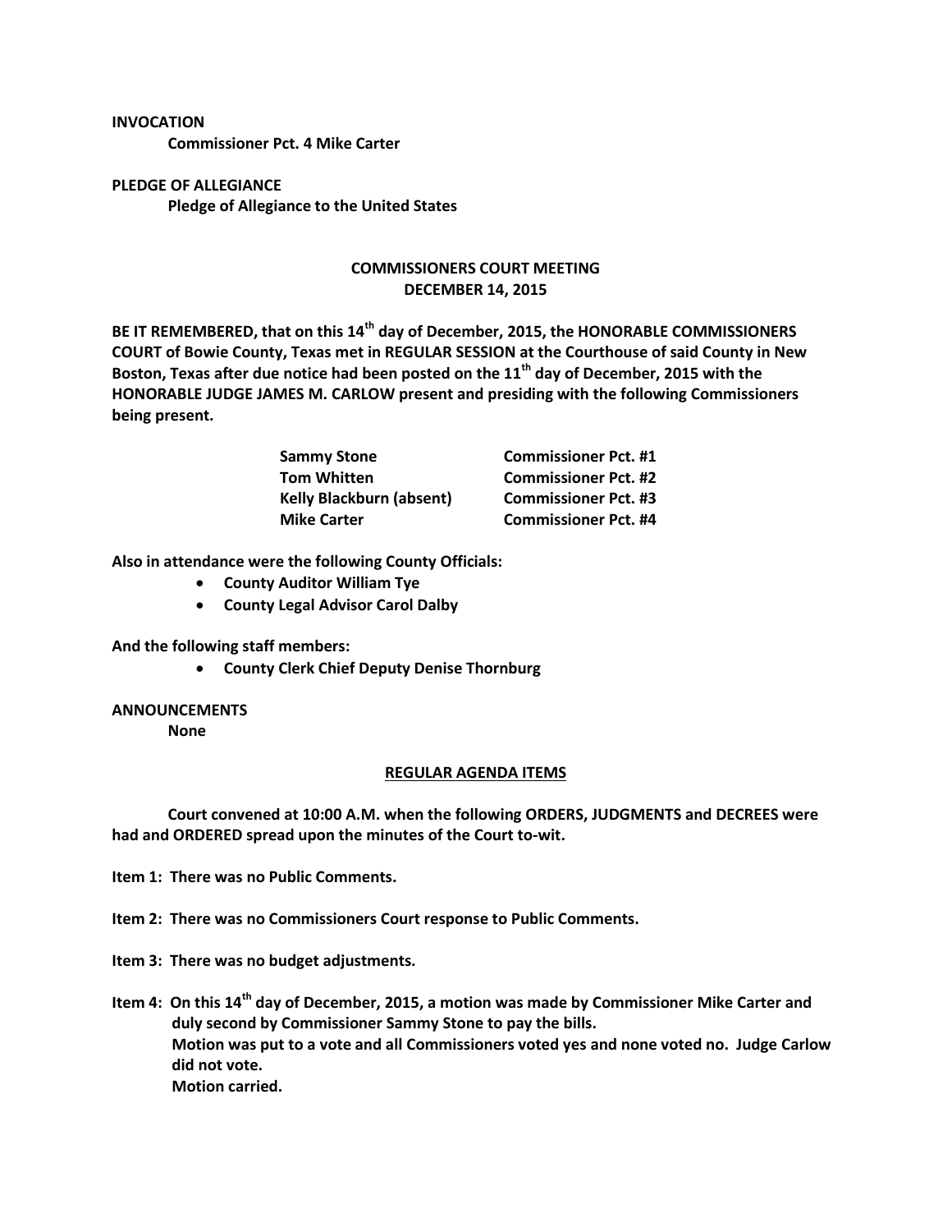**INVOCATION**

**Commissioner Pct. 4 Mike Carter**

**PLEDGE OF ALLEGIANCE**

**Pledge of Allegiance to the United States**

**COMMISSIONERS COURT MEETING**
**DECEMBER 14, 2015**

**BE IT REMEMBERED, that on this 14th day of December, 2015, the HONORABLE COMMISSIONERS COURT of Bowie County, Texas met in REGULAR SESSION at the Courthouse of said County in New Boston, Texas after due notice had been posted on the 11th day of December, 2015 with the HONORABLE JUDGE JAMES M. CARLOW present and presiding with the following Commissioners being present.**

| | |
|---|---|
| **Sammy Stone** | **Commissioner Pct. #1** |
| **Tom Whitten** | **Commissioner Pct. #2** |
| **Kelly Blackburn (absent)** | **Commissioner Pct. #3** |
| **Mike Carter** | **Commissioner Pct. #4** |

**Also in attendance were the following County Officials:**

- **County Auditor William Tye**
- **County Legal Advisor Carol Dalby**

**And the following staff members:**

- **County Clerk Chief Deputy Denise Thornburg**

**ANNOUNCEMENTS**

**None**

**REGULAR AGENDA ITEMS**

**Court convened at 10:00 A.M. when the following ORDERS, JUDGMENTS and DECREES were had and ORDERED spread upon the minutes of the Court to-wit.**

**Item 1: There was no Public Comments.**

**Item 2: There was no Commissioners Court response to Public Comments.**

**Item 3: There was no budget adjustments.**

**Item 4: On this 14th day of December, 2015, a motion was made by Commissioner Mike Carter and duly second by Commissioner Sammy Stone to pay the bills.**
**Motion was put to a vote and all Commissioners voted yes and none voted no. Judge Carlow did not vote.**
**Motion carried.**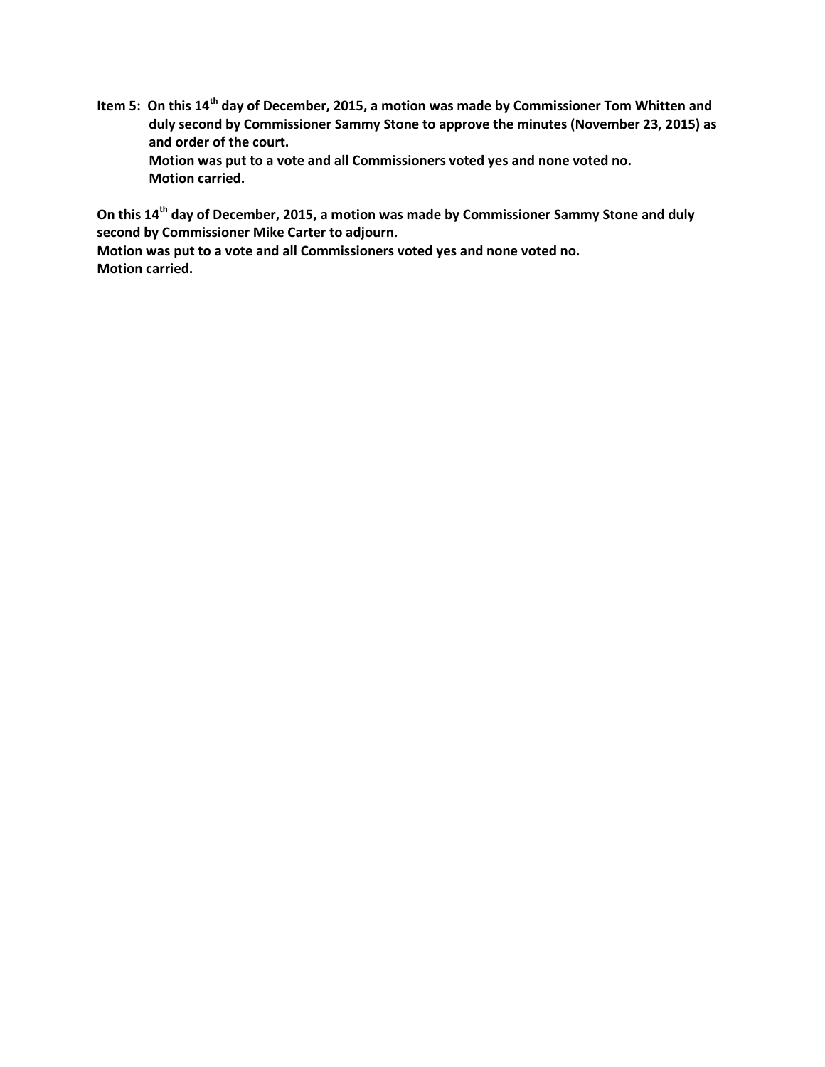**Item 5: On this 14th day of December, 2015, a motion was made by Commissioner Tom Whitten and duly second by Commissioner Sammy Stone to approve the minutes (November 23, 2015) as and order of the court.**
**Motion was put to a vote and all Commissioners voted yes and none voted no.**
**Motion carried.**

**On this 14th day of December, 2015, a motion was made by Commissioner Sammy Stone and duly second by Commissioner Mike Carter to adjourn.**
**Motion was put to a vote and all Commissioners voted yes and none voted no.**
**Motion carried.**